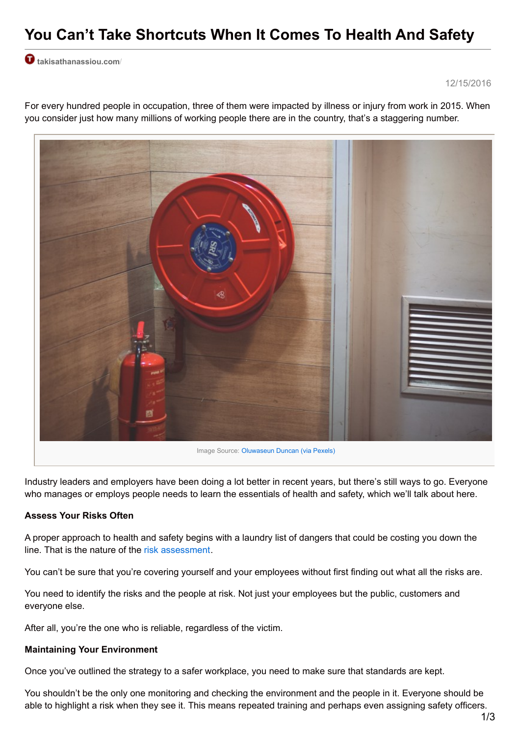# You Can't Take Shortcuts When It Comes To Health And Safety

takisathanassiou.com/

12/15/2016

For every hundred people in occupation, three of them were impacted by illness or injury from work in 2015. When you consider just how many millions of working people there are in the country, that's a staggering number.

Image Source: Oluwaseun Duncan (via Pexels)

Industry leaders and employers have been doing a lot better in recent years, but there's still ways to go. Everyone who manages or employs people needs to learn the essentials of health and safety, which we'll talk about here.

**Assess Your Risks Often**

A proper approach to health and safety begins with a laundry list of dangers that could be costing you down the line. That is the nature of the risk assessment.

You can't be sure that you're covering yourself and your employees without first finding out what all the risks are.

You need to identify the risks and the people at risk. Not just your employees but the public, customers and everyone else.

After all, you're the one who is reliable, regardless of the victim.

**Maintaining Your Environment**

Once you've outlined the strategy to a safer workplace, you need to make sure that standards are kept.

You shouldn't be the only one monitoring and checking the environment and the people in it. Everyone should be able to highlight a risk when they see it. This means repeated training and perhaps even assigning safety officers.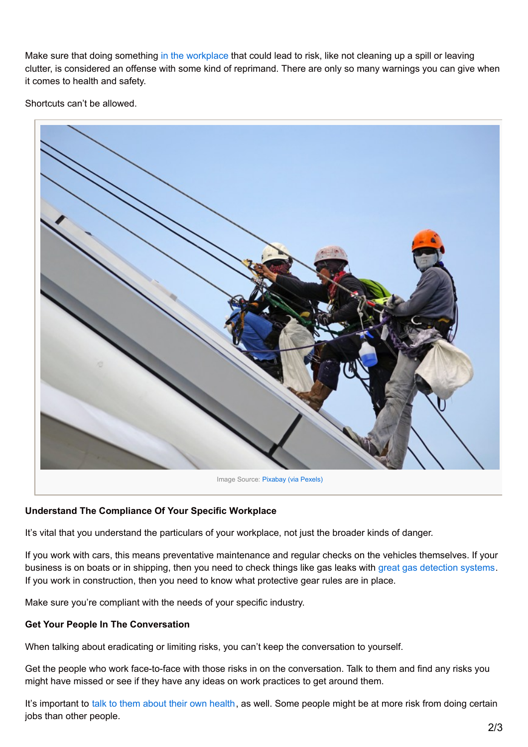Make sure that doing something in the workplace that could lead to risk, like not cleaning up a spill or leaving clutter, is considered an offense with some kind of reprimand. There are only so many warnings you can give when it comes to health and safety.

Shortcuts can't be allowed.

Image Source: Pixabay (via Pexels)

**Understand The Compliance Of Your Specific Workplace**

It's vital that you understand the particulars of your workplace, not just the broader kinds of danger.

If you work with cars, this means preventative maintenance and regular checks on the vehicles themselves. If your business is on boats or in shipping, then you need to check things like gas leaks with great gas detection systems. If you work in construction, then you need to know what protective gear rules are in place.

Make sure you're compliant with the needs of your specific industry.

**Get Your People In The Conversation**

When talking about eradicating or limiting risks, you can't keep the conversation to yourself.

Get the people who work face-to-face with those risks in on the conversation. Talk to them and find any risks you might have missed or see if they have any ideas on work practices to get around them.

It's important to talk to them about their own health, as well. Some people might be at more risk from doing certain jobs than other people.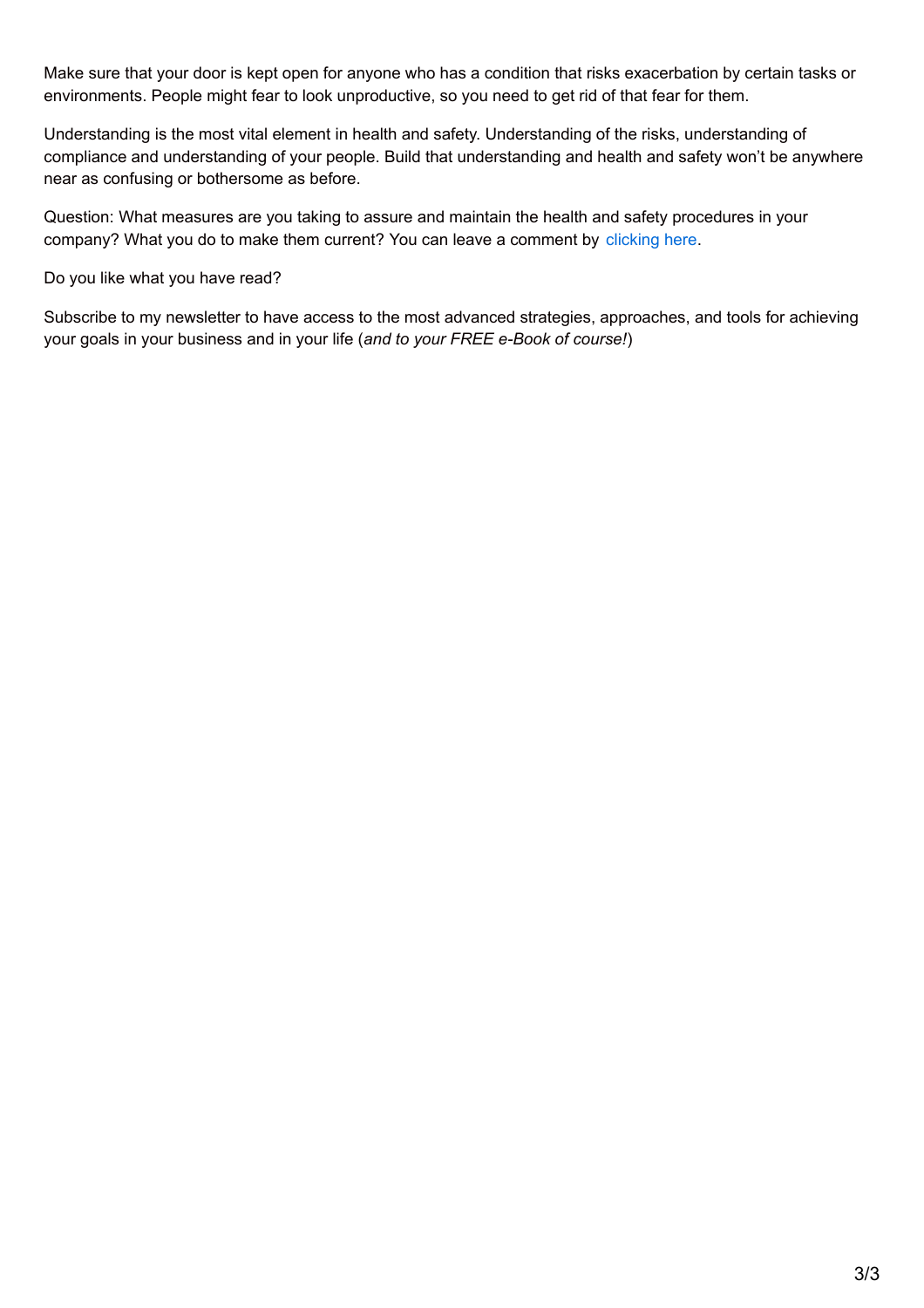Make sure that your door is kept open for anyone who has a condition that risks exacerbation by certain tasks or environments. People might fear to look unproductive, so you need to get rid of that fear for them.

Understanding is the most vital element in health and safety. Understanding of the risks, understanding of compliance and understanding of your people. Build that understanding and health and safety won't be anywhere near as confusing or bothersome as before.

Question: What measures are you taking to assure and maintain the health and safety procedures in your company? What you do to make them current? You can leave a comment by clicking here.

Do you like what you have read?

Subscribe to my newsletter to have access to the most advanced strategies, approaches, and tools for achieving your goals in your business and in your life (*and to your FREE e-Book of course!*)